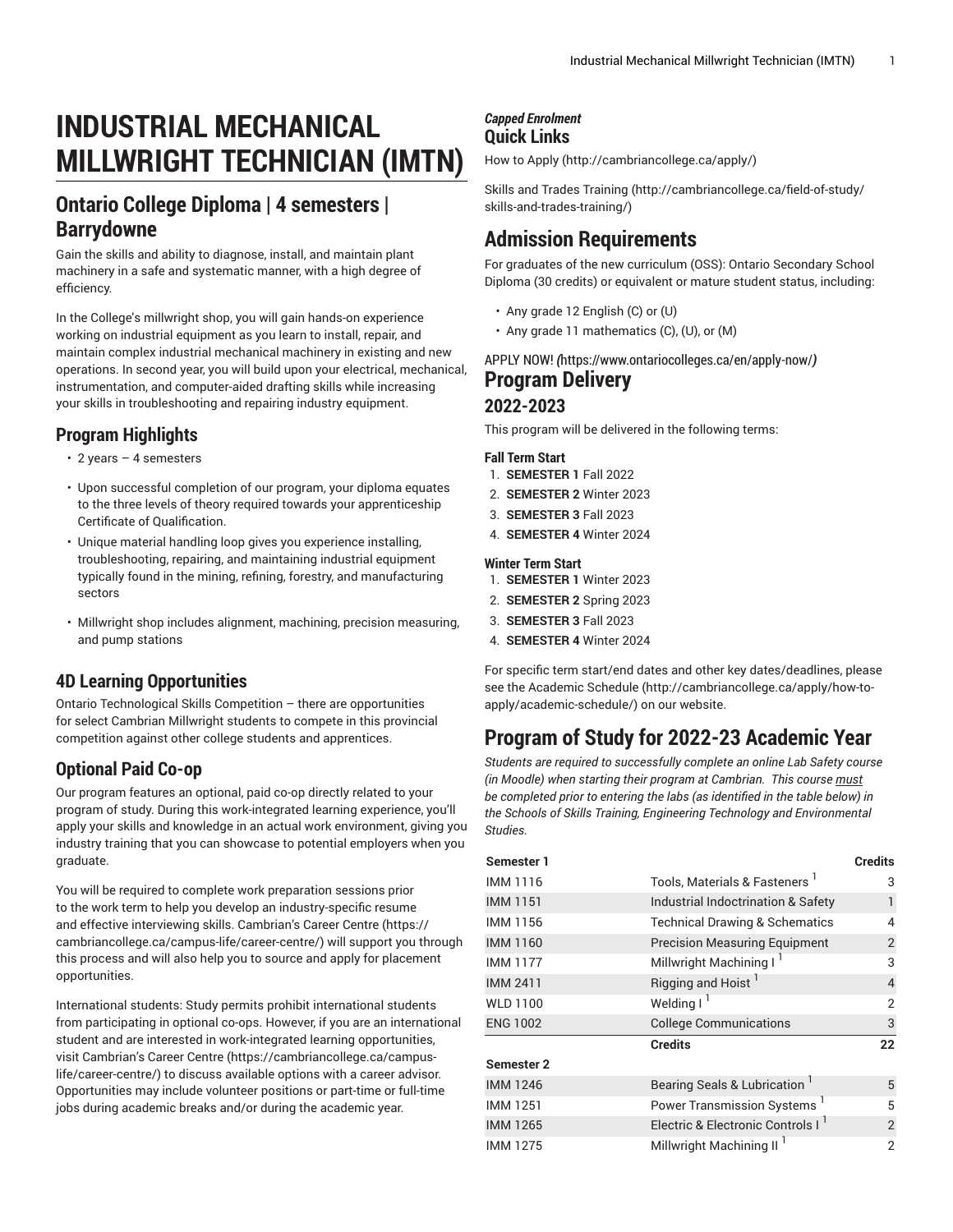# INDUSTRIAL MECHANICAL MILLWRIGHT TECHNICIAN (IMTN)

## Ontario College Diploma | 4 semesters | Barrydowne

Gain the skills and ability to diagnose, install, and maintain plant machinery in a safe and systematic manner, with a high degree of efficiency.

In the College's millwright shop, you will gain hands-on experience working on industrial equipment as you learn to install, repair, and maintain complex industrial mechanical machinery in existing and new operations. In second year, you will build upon your electrical, mechanical, instrumentation, and computer-aided drafting skills while increasing your skills in troubleshooting and repairing industry equipment.

### Program Highlights

- 2 years – 4 semesters
- Upon successful completion of our program, your diploma equates to the three levels of theory required towards your apprenticeship Certificate of Qualification.
- Unique material handling loop gives you experience installing, troubleshooting, repairing, and maintaining industrial equipment typically found in the mining, refining, forestry, and manufacturing sectors
- Millwright shop includes alignment, machining, precision measuring, and pump stations

### 4D Learning Opportunities

Ontario Technological Skills Competition – there are opportunities for select Cambrian Millwright students to compete in this provincial competition against other college students and apprentices.

### Optional Paid Co-op

Our program features an optional, paid co-op directly related to your program of study. During this work-integrated learning experience, you'll apply your skills and knowledge in an actual work environment, giving you industry training that you can showcase to potential employers when you graduate.

You will be required to complete work preparation sessions prior to the work term to help you develop an industry-specific resume and effective interviewing skills. Cambrian's Career Centre (https://cambriancollege.ca/campus-life/career-centre/) will support you through this process and will also help you to source and apply for placement opportunities.

International students: Study permits prohibit international students from participating in optional co-ops. However, if you are an international student and are interested in work-integrated learning opportunities, visit Cambrian's Career Centre (https://cambriancollege.ca/campus-life/career-centre/) to discuss available options with a career advisor. Opportunities may include volunteer positions or part-time or full-time jobs during academic breaks and/or during the academic year.

***Capped Enrolment***

### Quick Links

How to Apply (http://cambriancollege.ca/apply/)

Skills and Trades Training (http://cambriancollege.ca/field-of-study/skills-and-trades-training/)

## Admission Requirements

For graduates of the new curriculum (OSS): Ontario Secondary School Diploma (30 credits) or equivalent or mature student status, including:

- Any grade 12 English (C) or (U)
- Any grade 11 mathematics (C), (U), or (M)

APPLY NOW! *(*https://www.ontariocolleges.ca/en/apply-now/*)*

## Program Delivery

### 2022-2023

This program will be delivered in the following terms:

**Fall Term Start**

1. **SEMESTER 1** Fall 2022
2. **SEMESTER 2** Winter 2023
3. **SEMESTER 3** Fall 2023
4. **SEMESTER 4** Winter 2024

**Winter Term Start**

1. **SEMESTER 1** Winter 2023
2. **SEMESTER 2** Spring 2023
3. **SEMESTER 3** Fall 2023
4. **SEMESTER 4** Winter 2024

For specific term start/end dates and other key dates/deadlines, please see the Academic Schedule (http://cambriancollege.ca/apply/how-to-apply/academic-schedule/) on our website.

## Program of Study for 2022-23 Academic Year

*Students are required to successfully complete an online Lab Safety course (in Moodle) when starting their program at Cambrian. This course must be completed prior to entering the labs (as identified in the table below) in the Schools of Skills Training, Engineering Technology and Environmental Studies.*

| Semester 1 | | Credits |
|---|---|---|
| IMM 1116 | Tools, Materials & Fasteners [1] | 3 |
| IMM 1151 | Industrial Indoctrination & Safety | 1 |
| IMM 1156 | Technical Drawing & Schematics | 4 |
| IMM 1160 | Precision Measuring Equipment | 2 |
| IMM 1177 | Millwright Machining I [1] | 3 |
| IMM 2411 | Rigging and Hoist [1] | 4 |
| WLD 1100 | Welding I [1] | 2 |
| ENG 1002 | College Communications | 3 |
| | **Credits** | **22** |
| **Semester 2** | | |
| IMM 1246 | Bearing Seals & Lubrication [1] | 5 |
| IMM 1251 | Power Transmission Systems [1] | 5 |
| IMM 1265 | Electric & Electronic Controls I [1] | 2 |
| IMM 1275 | Millwright Machining II [1] | 2 |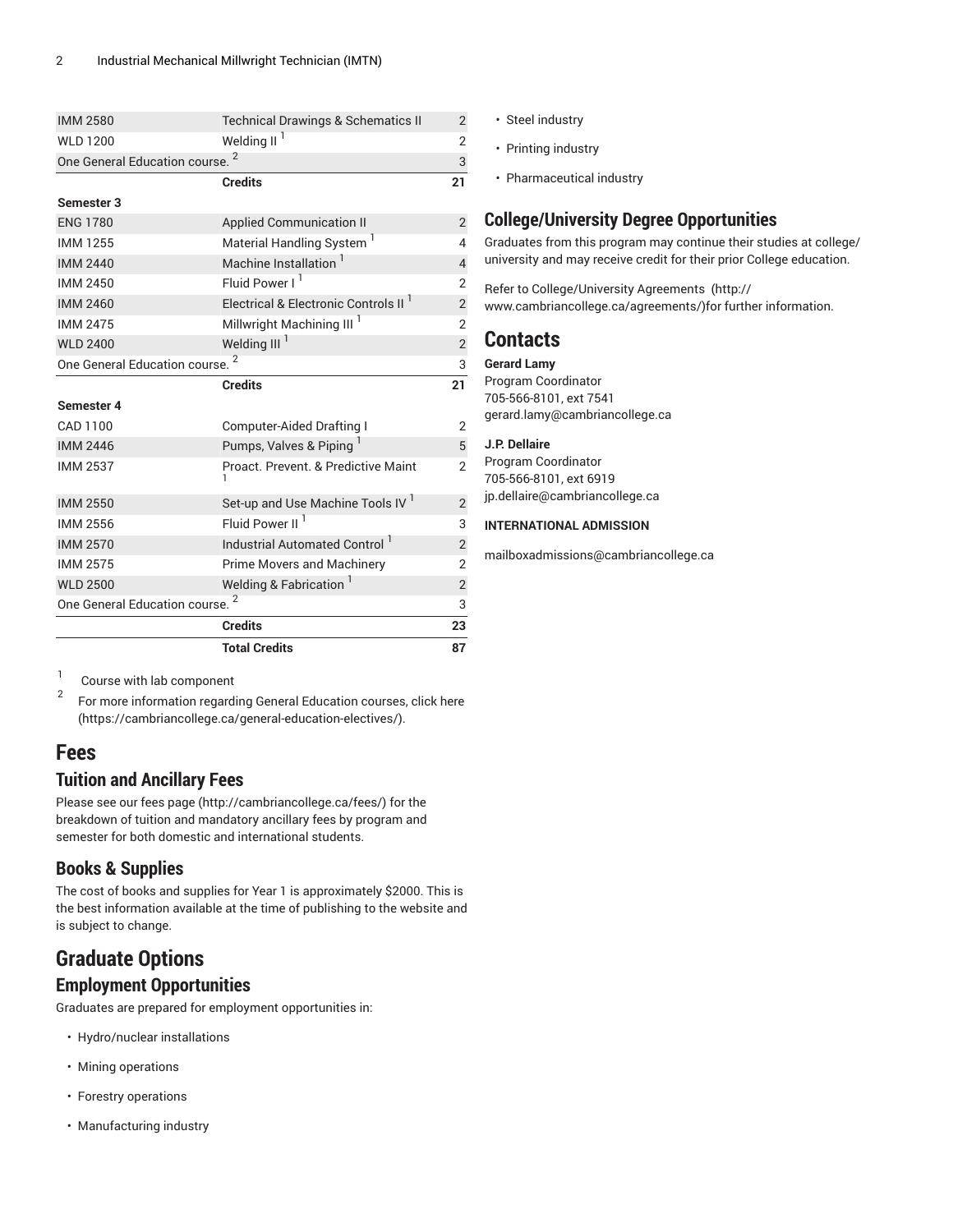| | | |
|---|---|---|
| IMM 2580 | Technical Drawings & Schematics II | 2 |
| WLD 1200 | Welding II [1] | 2 |
| One General Education course. [2] | | 3 |
| | **Credits** | **21** |
| **Semester 3** | | |
| ENG 1780 | Applied Communication II | 2 |
| IMM 1255 | Material Handling System [1] | 4 |
| IMM 2440 | Machine Installation [1] | 4 |
| IMM 2450 | Fluid Power I [1] | 2 |
| IMM 2460 | Electrical & Electronic Controls II [1] | 2 |
| IMM 2475 | Millwright Machining III [1] | 2 |
| WLD 2400 | Welding III [1] | 2 |
| One General Education course. [2] | | 3 |
| | **Credits** | **21** |
| **Semester 4** | | |
| CAD 1100 | Computer-Aided Drafting I | 2 |
| IMM 2446 | Pumps, Valves & Piping [1] | 5 |
| IMM 2537 | Proact. Prevent. & Predictive Maint [1] | 2 |
| IMM 2550 | Set-up and Use Machine Tools IV [1] | 2 |
| IMM 2556 | Fluid Power II [1] | 3 |
| IMM 2570 | Industrial Automated Control [1] | 2 |
| IMM 2575 | Prime Movers and Machinery | 2 |
| WLD 2500 | Welding & Fabrication [1] | 2 |
| One General Education course. [2] | | 3 |
| | **Credits** | **23** |
| | **Total Credits** | **87** |

[1] Course with lab component

[2] For more information regarding General Education courses, click here (https://cambriancollege.ca/general-education-electives/).

# Fees

## Tuition and Ancillary Fees

Please see our fees page (http://cambriancollege.ca/fees/) for the breakdown of tuition and mandatory ancillary fees by program and semester for both domestic and international students.

## Books & Supplies

The cost of books and supplies for Year 1 is approximately $2000. This is the best information available at the time of publishing to the website and is subject to change.

# Graduate Options

## Employment Opportunities

Graduates are prepared for employment opportunities in:

- Hydro/nuclear installations
- Mining operations
- Forestry operations
- Manufacturing industry
- Steel industry
- Printing industry
- Pharmaceutical industry

## College/University Degree Opportunities

Graduates from this program may continue their studies at college/university and may receive credit for their prior College education.

Refer to College/University Agreements (http://www.cambriancollege.ca/agreements/)for further information.

# Contacts

**Gerard Lamy**
Program Coordinator
705-566-8101, ext 7541
gerard.lamy@cambriancollege.ca

**J.P. Dellaire**
Program Coordinator
705-566-8101, ext 6919
jp.dellaire@cambriancollege.ca

**INTERNATIONAL ADMISSION**

mailboxadmissions@cambriancollege.ca